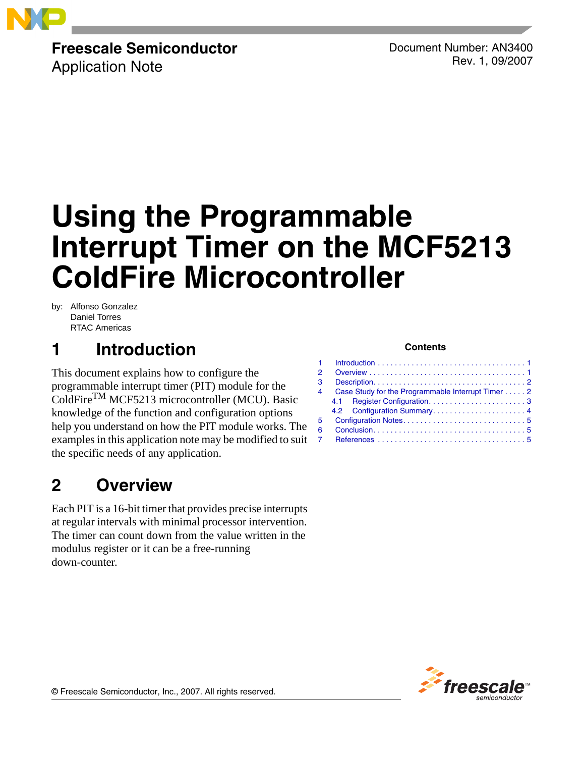**Freescale Semiconductor**
Application Note

Document Number: AN3400
Rev. 1, 09/2007

# Using the Programmable Interrupt Timer on the MCF5213 ColdFire Microcontroller

by: Alfonso Gonzalez
Daniel Torres
RTAC Americas

**Contents**

1 Introduction . . . . . 1
2 Overview . . . . . 1
3 Description. . . . . 2
4 Case Study for the Programmable Interrupt Timer . . . . . 2
 4.1 Register Configuration. . . . . 3
 4.2 Configuration Summary. . . . . 4
5 Configuration Notes. . . . . 5
6 Conclusion. . . . . 5
7 References . . . . . 5

## 1 Introduction

This document explains how to configure the programmable interrupt timer (PIT) module for the ColdFire™ MCF5213 microcontroller (MCU). Basic knowledge of the function and configuration options help you understand on how the PIT module works. The examples in this application note may be modified to suit the specific needs of any application.

## 2 Overview

Each PIT is a 16-bit timer that provides precise interrupts at regular intervals with minimal processor intervention. The timer can count down from the value written in the modulus register or it can be a free-running down-counter.

© Freescale Semiconductor, Inc., 2007. All rights reserved.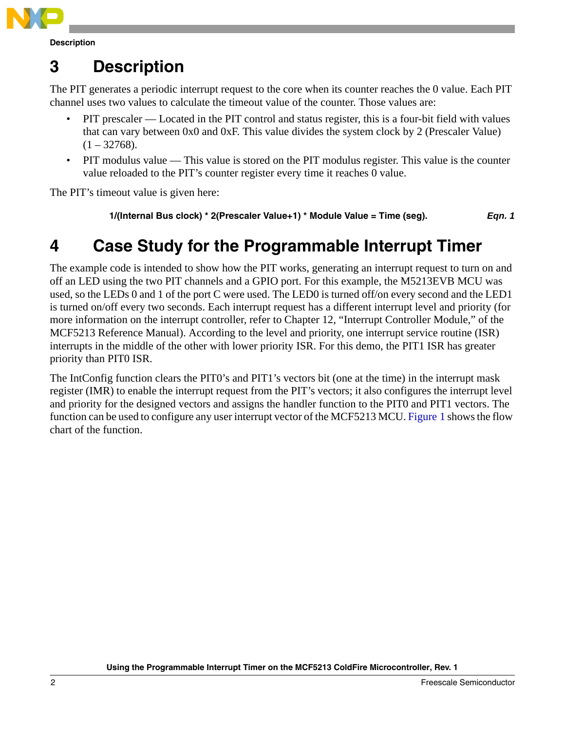# 3 Description

The PIT generates a periodic interrupt request to the core when its counter reaches the 0 value. Each PIT channel uses two values to calculate the timeout value of the counter. Those values are:

- PIT prescaler — Located in the PIT control and status register, this is a four-bit field with values that can vary between 0x0 and 0xF. This value divides the system clock by 2 (Prescaler Value) (1 – 32768).
- PIT modulus value — This value is stored on the PIT modulus register. This value is the counter value reloaded to the PIT's counter register every time it reaches 0 value.

The PIT's timeout value is given here:

**1/(Internal Bus clock) * 2(Prescaler Value+1) * Module Value = Time (seg).** *Eqn. 1*

# 4 Case Study for the Programmable Interrupt Timer

The example code is intended to show how the PIT works, generating an interrupt request to turn on and off an LED using the two PIT channels and a GPIO port. For this example, the M5213EVB MCU was used, so the LEDs 0 and 1 of the port C were used. The LED0 is turned off/on every second and the LED1 is turned on/off every two seconds. Each interrupt request has a different interrupt level and priority (for more information on the interrupt controller, refer to Chapter 12, "Interrupt Controller Module," of the MCF5213 Reference Manual). According to the level and priority, one interrupt service routine (ISR) interrupts in the middle of the other with lower priority ISR. For this demo, the PIT1 ISR has greater priority than PIT0 ISR.

The IntConfig function clears the PIT0's and PIT1's vectors bit (one at the time) in the interrupt mask register (IMR) to enable the interrupt request from the PIT's vectors; it also configures the interrupt level and priority for the designed vectors and assigns the handler function to the PIT0 and PIT1 vectors. The function can be used to configure any user interrupt vector of the MCF5213 MCU. Figure 1 shows the flow chart of the function.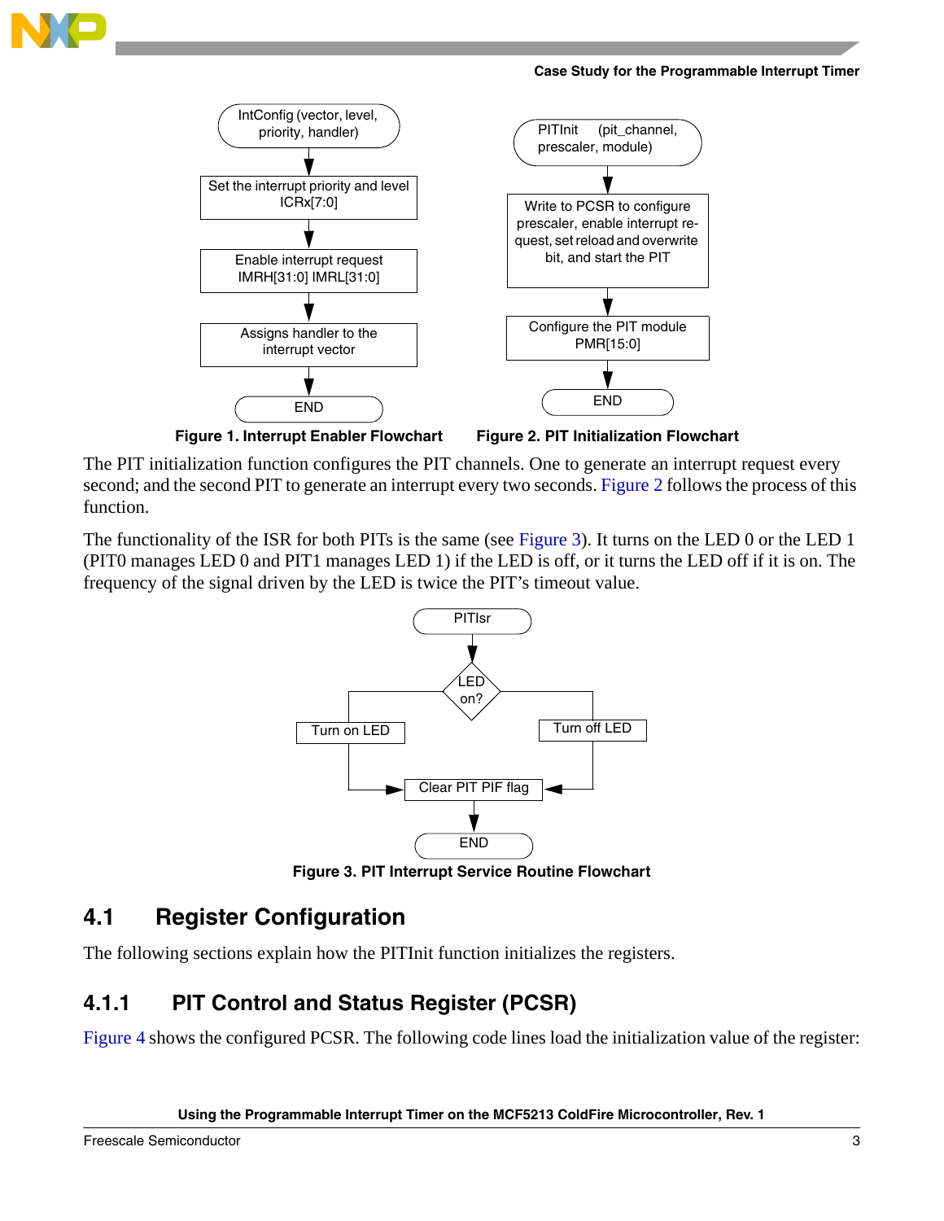Figure 1. Interrupt Enabler Flowchart

Figure 2. PIT Initialization Flowchart

The PIT initialization function configures the PIT channels. One to generate an interrupt request every second; and the second PIT to generate an interrupt every two seconds. Figure 2 follows the process of this function.

The functionality of the ISR for both PITs is the same (see Figure 3). It turns on the LED 0 or the LED 1 (PIT0 manages LED 0 and PIT1 manages LED 1) if the LED is off, or it turns the LED off if it is on. The frequency of the signal driven by the LED is twice the PIT's timeout value.

Figure 3. PIT Interrupt Service Routine Flowchart

## 4.1 Register Configuration

The following sections explain how the PITInit function initializes the registers.

### 4.1.1 PIT Control and Status Register (PCSR)

Figure 4 shows the configured PCSR. The following code lines load the initialization value of the register: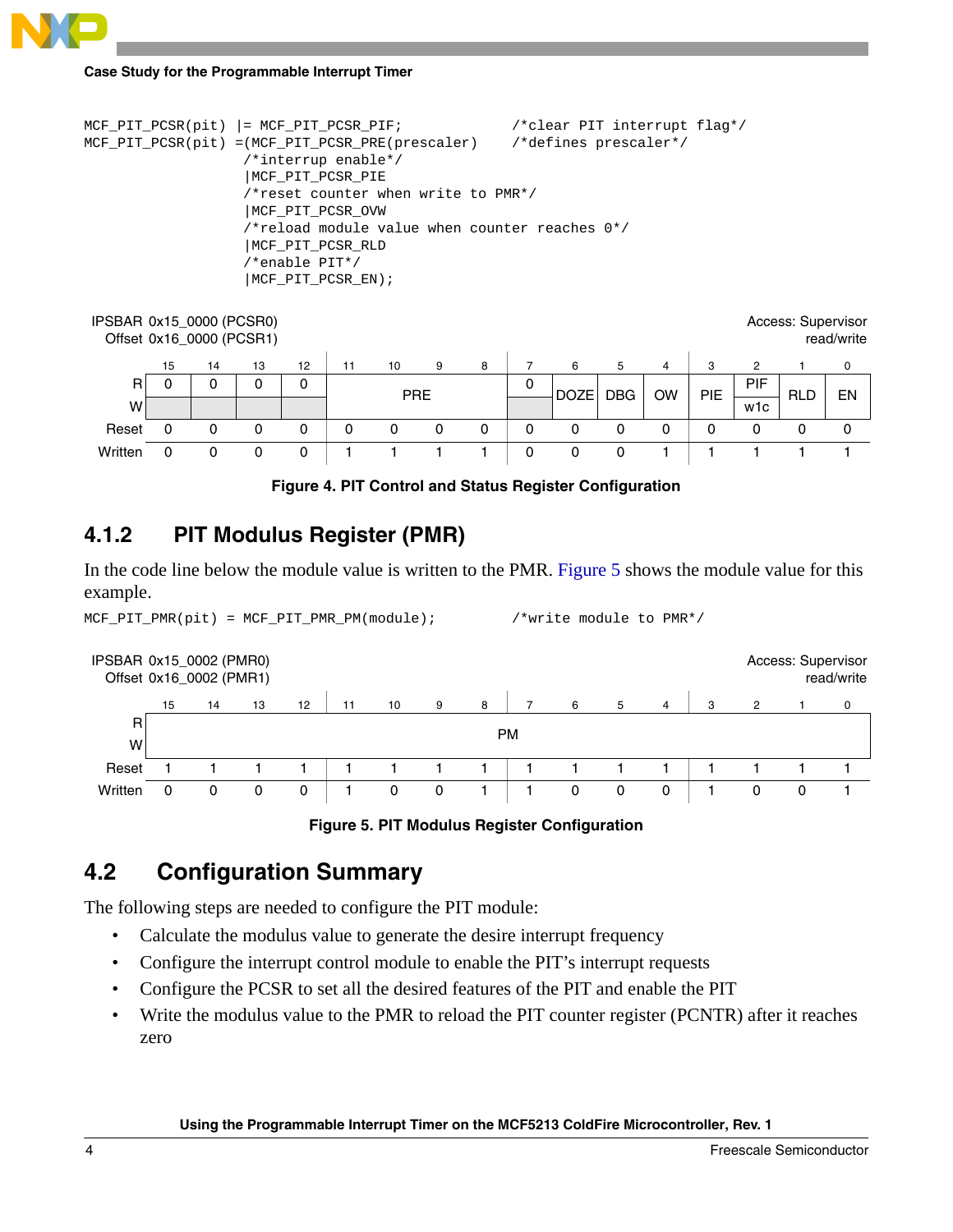```
MCF_PIT_PCSR(pit) |= MCF_PIT_PCSR_PIF;          /*clear PIT interrupt flag*/
MCF_PIT_PCSR(pit) =(MCF_PIT_PCSR_PRE(prescaler)     /*defines prescaler*/
                   /*interrupt enable*/
                   |MCF_PIT_PCSR_PIE
                   /*reset counter when write to PMR*/
                   |MCF_PIT_PCSR_OVW
                   /*reload module value when counter reaches 0*/
                   |MCF_PIT_PCSR_RLD
                   /*enable PIT*/
                   |MCF_PIT_PCSR_EN);
```

IPSBAR 0x15_0000 (PCSR0)
Offset 0x16_0000 (PCSR1)

Access: Supervisor read/write

| | 15 | 14 | 13 | 12 | 11 | 10 | 9 | 8 | 7 | 6 | 5 | 4 | 3 | 2 | 1 | 0 |
|---|---|---|---|---|---|---|---|---|---|---|---|---|---|---|---|---|
| R | 0 | 0 | 0 | 0 | PRE | | | | 0 | DOZE | DBG | OW | PIE | PIF | RLD | EN |
| W | | | | | | | | | | | | | | w1c | | |
| Reset | 0 | 0 | 0 | 0 | 0 | 0 | 0 | 0 | 0 | 0 | 0 | 0 | 0 | 0 | 0 | 0 |
| Written | 0 | 0 | 0 | 0 | 1 | 1 | 1 | 1 | 0 | 0 | 0 | 1 | 1 | 1 | 1 | 1 |

**Figure 4. PIT Control and Status Register Configuration**

### 4.1.2 PIT Modulus Register (PMR)

In the code line below the module value is written to the PMR. Figure 5 shows the module value for this example.

```
MCF_PIT_PMR(pit) = MCF_PIT_PMR_PM(module);          /*write module to PMR*/
```

IPSBAR 0x15_0002 (PMR0)
Offset 0x16_0002 (PMR1)

Access: Supervisor read/write

| | 15 | 14 | 13 | 12 | 11 | 10 | 9 | 8 | 7 | 6 | 5 | 4 | 3 | 2 | 1 | 0 |
|---|---|---|---|---|---|---|---|---|---|---|---|---|---|---|---|---|
| R/W | PM | | | | | | | | | | | | | | | |
| Reset | 1 | 1 | 1 | 1 | 1 | 1 | 1 | 1 | 1 | 1 | 1 | 1 | 1 | 1 | 1 | 1 |
| Written | 0 | 0 | 0 | 0 | 1 | 0 | 0 | 1 | 1 | 0 | 0 | 0 | 1 | 0 | 0 | 1 |

**Figure 5. PIT Modulus Register Configuration**

## 4.2 Configuration Summary

The following steps are needed to configure the PIT module:

- Calculate the modulus value to generate the desire interrupt frequency
- Configure the interrupt control module to enable the PIT's interrupt requests
- Configure the PCSR to set all the desired features of the PIT and enable the PIT
- Write the modulus value to the PMR to reload the PIT counter register (PCNTR) after it reaches zero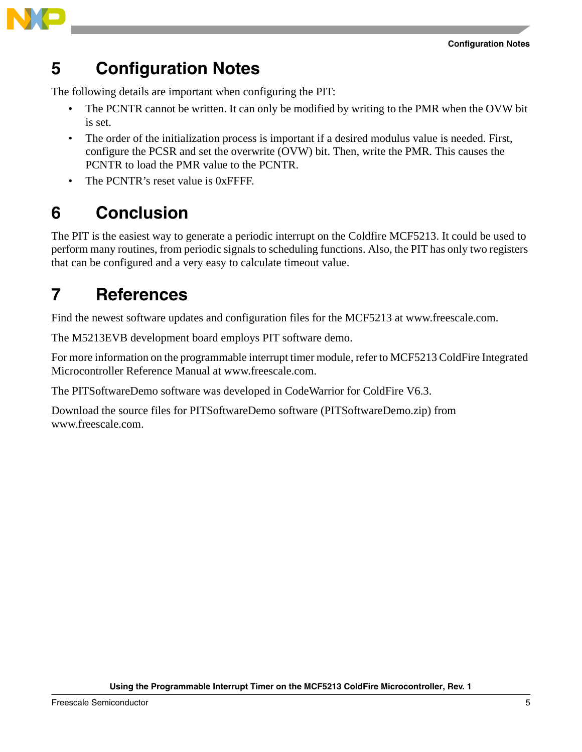# 5 Configuration Notes

The following details are important when configuring the PIT:

- The PCNTR cannot be written. It can only be modified by writing to the PMR when the OVW bit is set.
- The order of the initialization process is important if a desired modulus value is needed. First, configure the PCSR and set the overwrite (OVW) bit. Then, write the PMR. This causes the PCNTR to load the PMR value to the PCNTR.
- The PCNTR's reset value is 0xFFFF.

# 6 Conclusion

The PIT is the easiest way to generate a periodic interrupt on the Coldfire MCF5213. It could be used to perform many routines, from periodic signals to scheduling functions. Also, the PIT has only two registers that can be configured and a very easy to calculate timeout value.

# 7 References

Find the newest software updates and configuration files for the MCF5213 at www.freescale.com.

The M5213EVB development board employs PIT software demo.

For more information on the programmable interrupt timer module, refer to MCF5213 ColdFire Integrated Microcontroller Reference Manual at www.freescale.com.

The PITSoftwareDemo software was developed in CodeWarrior for ColdFire V6.3.

Download the source files for PITSoftwareDemo software (PITSoftwareDemo.zip) from www.freescale.com.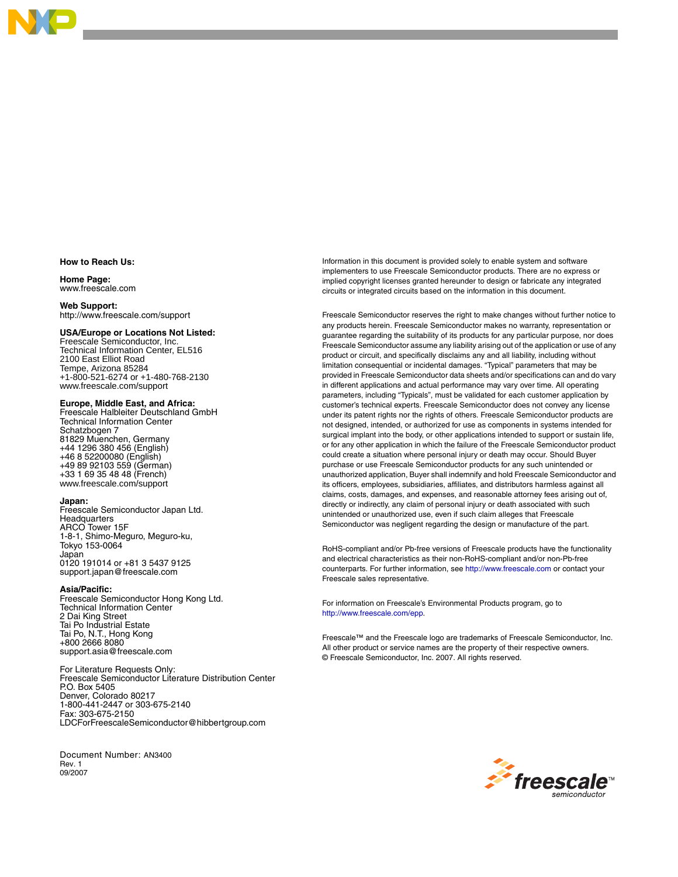**How to Reach Us:**

**Home Page:**
www.freescale.com

**Web Support:**
http://www.freescale.com/support

**USA/Europe or Locations Not Listed:**
Freescale Semiconductor, Inc.
Technical Information Center, EL516
2100 East Elliot Road
Tempe, Arizona 85284
+1-800-521-6274 or +1-480-768-2130
www.freescale.com/support

**Europe, Middle East, and Africa:**
Freescale Halbleiter Deutschland GmbH
Technical Information Center
Schatzbogen 7
81829 Muenchen, Germany
+44 1296 380 456 (English)
+46 8 52200080 (English)
+49 89 92103 559 (German)
+33 1 69 35 48 48 (French)
www.freescale.com/support

**Japan:**
Freescale Semiconductor Japan Ltd.
Headquarters
ARCO Tower 15F
1-8-1, Shimo-Meguro, Meguro-ku,
Tokyo 153-0064
Japan
0120 191014 or +81 3 5437 9125
support.japan@freescale.com

**Asia/Pacific:**
Freescale Semiconductor Hong Kong Ltd.
Technical Information Center
2 Dai King Street
Tai Po Industrial Estate
Tai Po, N.T., Hong Kong
+800 2666 8080
support.asia@freescale.com

For Literature Requests Only:
Freescale Semiconductor Literature Distribution Center
P.O. Box 5405
Denver, Colorado 80217
1-800-441-2447 or 303-675-2140
Fax: 303-675-2150
LDCForFreescaleSemiconductor@hibbertgroup.com

Information in this document is provided solely to enable system and software implementers to use Freescale Semiconductor products. There are no express or implied copyright licenses granted hereunder to design or fabricate any integrated circuits or integrated circuits based on the information in this document.

Freescale Semiconductor reserves the right to make changes without further notice to any products herein. Freescale Semiconductor makes no warranty, representation or guarantee regarding the suitability of its products for any particular purpose, nor does Freescale Semiconductor assume any liability arising out of the application or use of any product or circuit, and specifically disclaims any and all liability, including without limitation consequential or incidental damages. "Typical" parameters that may be provided in Freescale Semiconductor data sheets and/or specifications can and do vary in different applications and actual performance may vary over time. All operating parameters, including "Typicals", must be validated for each customer application by customer's technical experts. Freescale Semiconductor does not convey any license under its patent rights nor the rights of others. Freescale Semiconductor products are not designed, intended, or authorized for use as components in systems intended for surgical implant into the body, or other applications intended to support or sustain life, or for any other application in which the failure of the Freescale Semiconductor product could create a situation where personal injury or death may occur. Should Buyer purchase or use Freescale Semiconductor products for any such unintended or unauthorized application, Buyer shall indemnify and hold Freescale Semiconductor and its officers, employees, subsidiaries, affiliates, and distributors harmless against all claims, costs, damages, and expenses, and reasonable attorney fees arising out of, directly or indirectly, any claim of personal injury or death associated with such unintended or unauthorized use, even if such claim alleges that Freescale Semiconductor was negligent regarding the design or manufacture of the part.

RoHS-compliant and/or Pb-free versions of Freescale products have the functionality and electrical characteristics as their non-RoHS-compliant and/or non-Pb-free counterparts. For further information, see http://www.freescale.com or contact your Freescale sales representative.

For information on Freescale's Environmental Products program, go to http://www.freescale.com/epp.

Freescale™ and the Freescale logo are trademarks of Freescale Semiconductor, Inc. All other product or service names are the property of their respective owners.
© Freescale Semiconductor, Inc. 2007. All rights reserved.

Document Number: AN3400
Rev. 1
09/2007